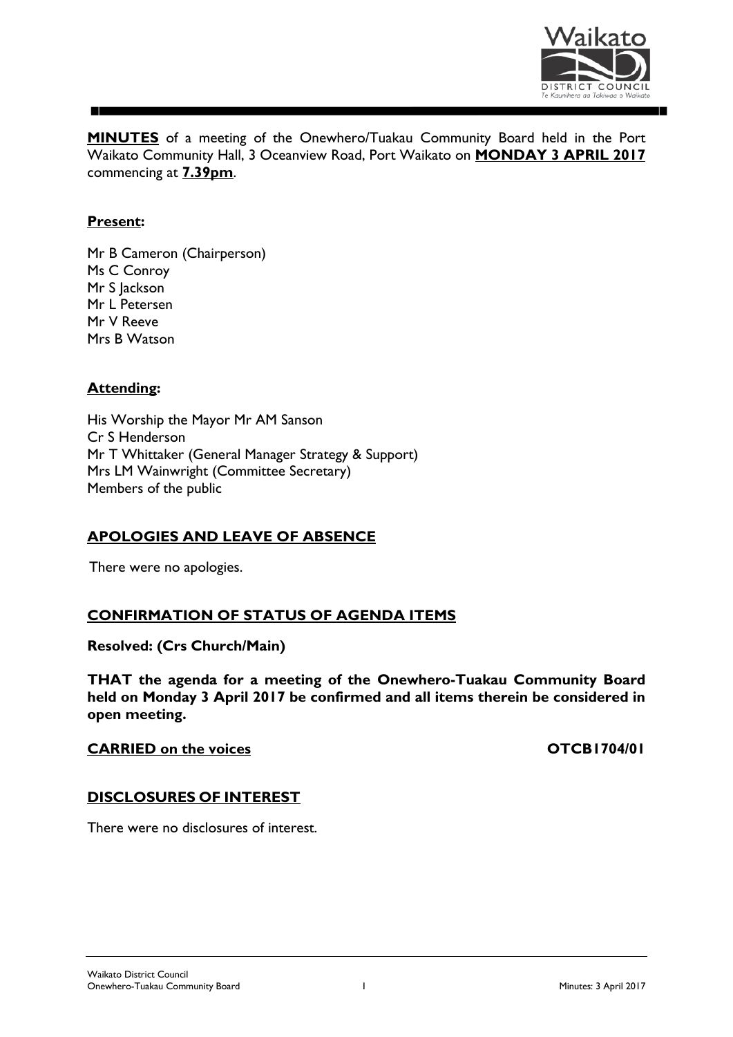**MINUTES** of a meeting of the Onewhero/Tuakau Community Board held in the Port Waikato Community Hall, 3 Oceanview Road, Port Waikato on **MONDAY 3 APRIL 2017** commencing at **7.39pm**.

**Present:**

Mr B Cameron (Chairperson)
Ms C Conroy
Mr S Jackson
Mr L Petersen
Mr V Reeve
Mrs B Watson

**Attending:**

His Worship the Mayor Mr AM Sanson
Cr S Henderson
Mr T Whittaker (General Manager Strategy & Support)
Mrs LM Wainwright (Committee Secretary)
Members of the public

## APOLOGIES AND LEAVE OF ABSENCE

There were no apologies.

## CONFIRMATION OF STATUS OF AGENDA ITEMS

**Resolved: (Crs Church/Main)**

**THAT the agenda for a meeting of the Onewhero-Tuakau Community Board held on Monday 3 April 2017 be confirmed and all items therein be considered in open meeting.**

**CARRIED on the voices** **OTCB1704/01**

## DISCLOSURES OF INTEREST

There were no disclosures of interest.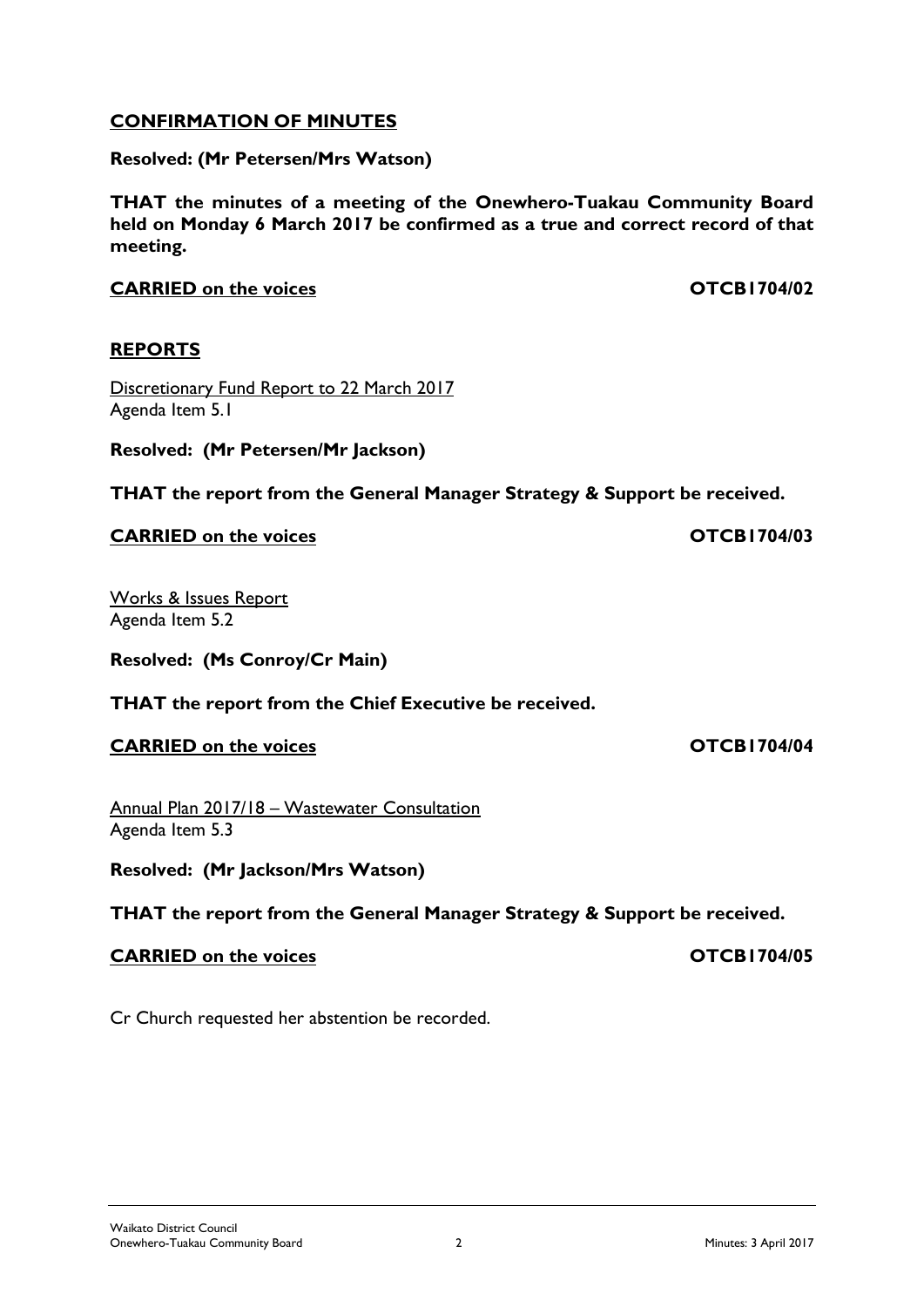## CONFIRMATION OF MINUTES

**Resolved: (Mr Petersen/Mrs Watson)**

**THAT the minutes of a meeting of the Onewhero-Tuakau Community Board held on Monday 6 March 2017 be confirmed as a true and correct record of that meeting.**

**CARRIED on the voices** **OTCB1704/02**

## REPORTS

Discretionary Fund Report to 22 March 2017
Agenda Item 5.1

**Resolved: (Mr Petersen/Mr Jackson)**

**THAT the report from the General Manager Strategy & Support be received.**

**CARRIED on the voices** **OTCB1704/03**

Works & Issues Report
Agenda Item 5.2

**Resolved: (Ms Conroy/Cr Main)**

**THAT the report from the Chief Executive be received.**

**CARRIED on the voices** **OTCB1704/04**

Annual Plan 2017/18 – Wastewater Consultation
Agenda Item 5.3

**Resolved: (Mr Jackson/Mrs Watson)**

**THAT the report from the General Manager Strategy & Support be received.**

**CARRIED on the voices** **OTCB1704/05**

Cr Church requested her abstention be recorded.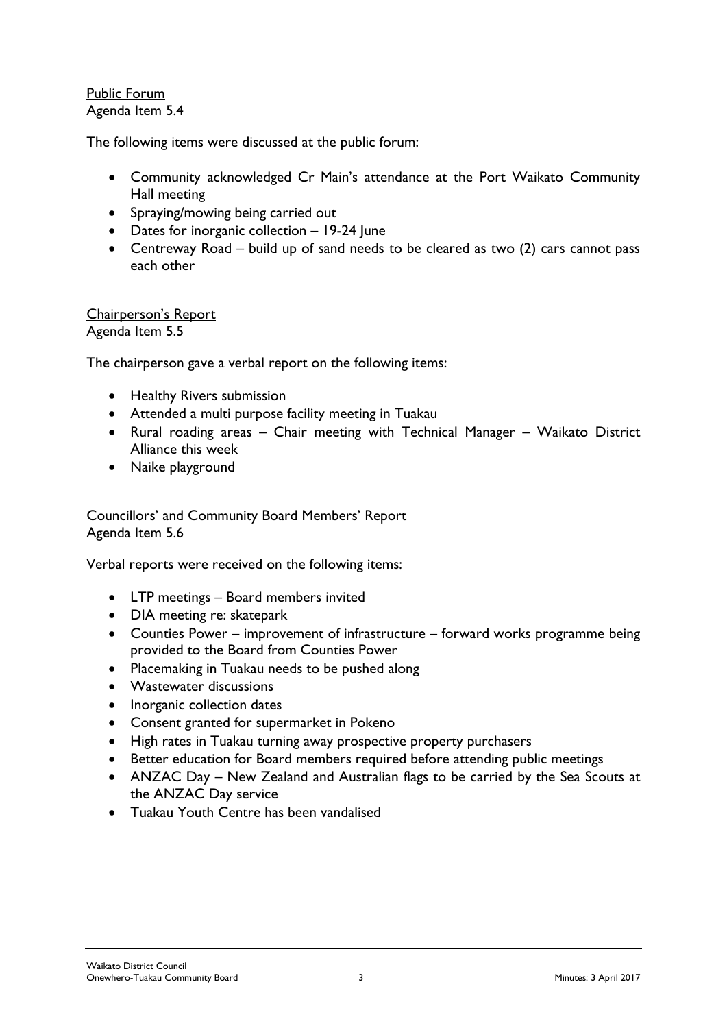Public Forum
Agenda Item 5.4

The following items were discussed at the public forum:

- Community acknowledged Cr Main's attendance at the Port Waikato Community Hall meeting
- Spraying/mowing being carried out
- Dates for inorganic collection – 19-24 June
- Centreway Road – build up of sand needs to be cleared as two (2) cars cannot pass each other

Chairperson's Report
Agenda Item 5.5

The chairperson gave a verbal report on the following items:

- Healthy Rivers submission
- Attended a multi purpose facility meeting in Tuakau
- Rural roading areas – Chair meeting with Technical Manager – Waikato District Alliance this week
- Naike playground

Councillors' and Community Board Members' Report
Agenda Item 5.6

Verbal reports were received on the following items:

- LTP meetings – Board members invited
- DIA meeting re: skatepark
- Counties Power – improvement of infrastructure – forward works programme being provided to the Board from Counties Power
- Placemaking in Tuakau needs to be pushed along
- Wastewater discussions
- Inorganic collection dates
- Consent granted for supermarket in Pokeno
- High rates in Tuakau turning away prospective property purchasers
- Better education for Board members required before attending public meetings
- ANZAC Day – New Zealand and Australian flags to be carried by the Sea Scouts at the ANZAC Day service
- Tuakau Youth Centre has been vandalised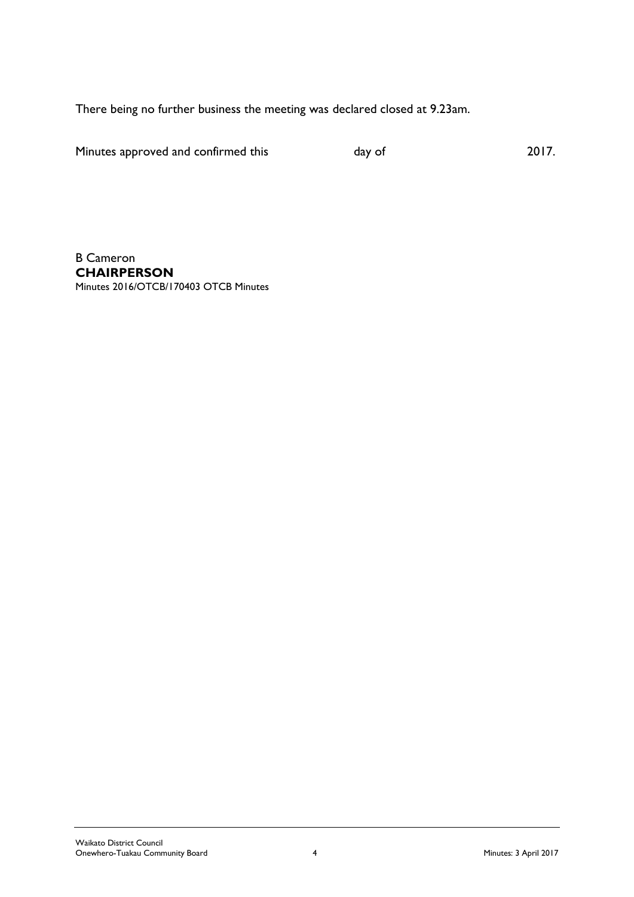There being no further business the meeting was declared closed at 9.23am.

Minutes approved and confirmed this day of 2017.

B Cameron
**CHAIRPERSON**
Minutes 2016/OTCB/170403 OTCB Minutes